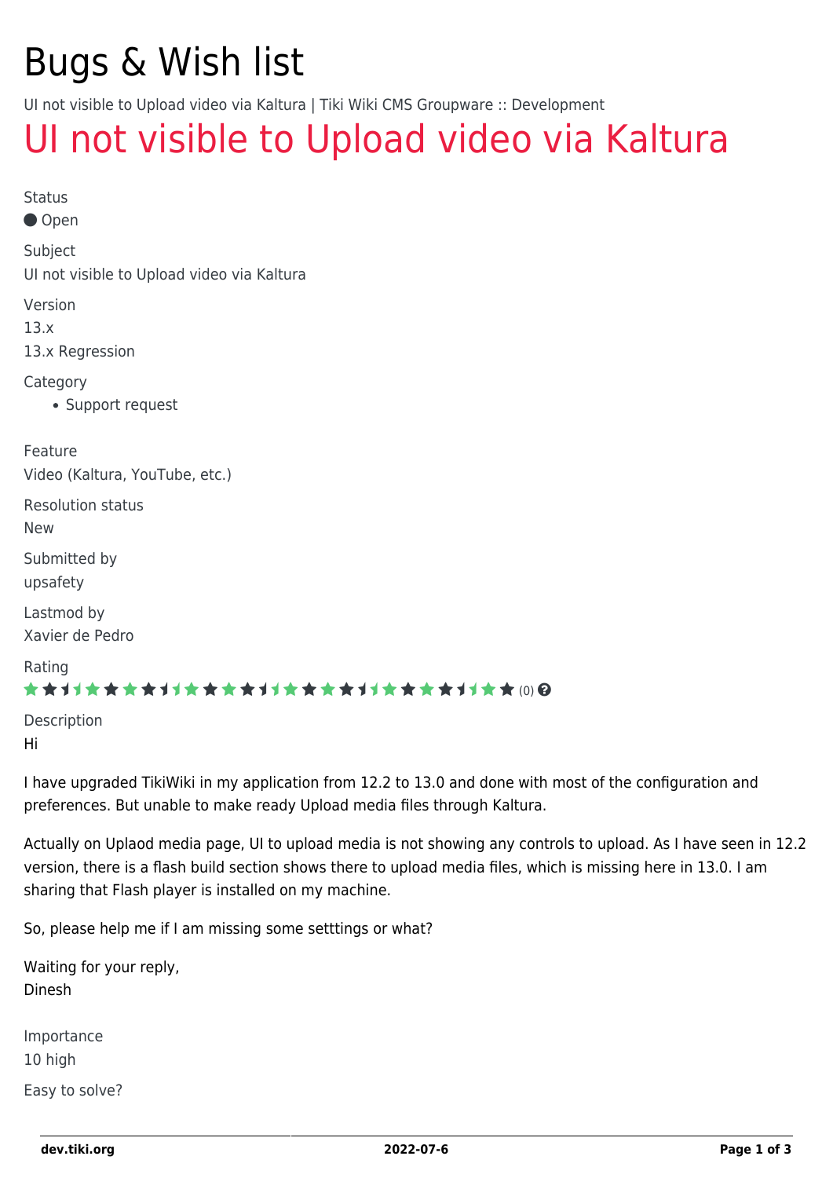# Bugs & Wish list

UI not visible to Upload video via Kaltura | Tiki Wiki CMS Groupware :: Development

## UI not visible to Upload video via Kaltura

Status

● Open

Subject

UI not visible to Upload video via Kaltura

Version

13.x

13.x Regression

Category

- Support request

Feature

Video (Kaltura, YouTube, etc.)

Resolution status

New

Submitted by

upsafety

Lastmod by

Xavier de Pedro

Rating

(0)

Description

Hi

I have upgraded TikiWiki in my application from 12.2 to 13.0 and done with most of the configuration and preferences. But unable to make ready Upload media files through Kaltura.

Actually on Uplaod media page, UI to upload media is not showing any controls to upload. As I have seen in 12.2 version, there is a flash build section shows there to upload media files, which is missing here in 13.0. I am sharing that Flash player is installed on my machine.

So, please help me if I am missing some setttings or what?

Waiting for your reply,
Dinesh

Importance

10 high

Easy to solve?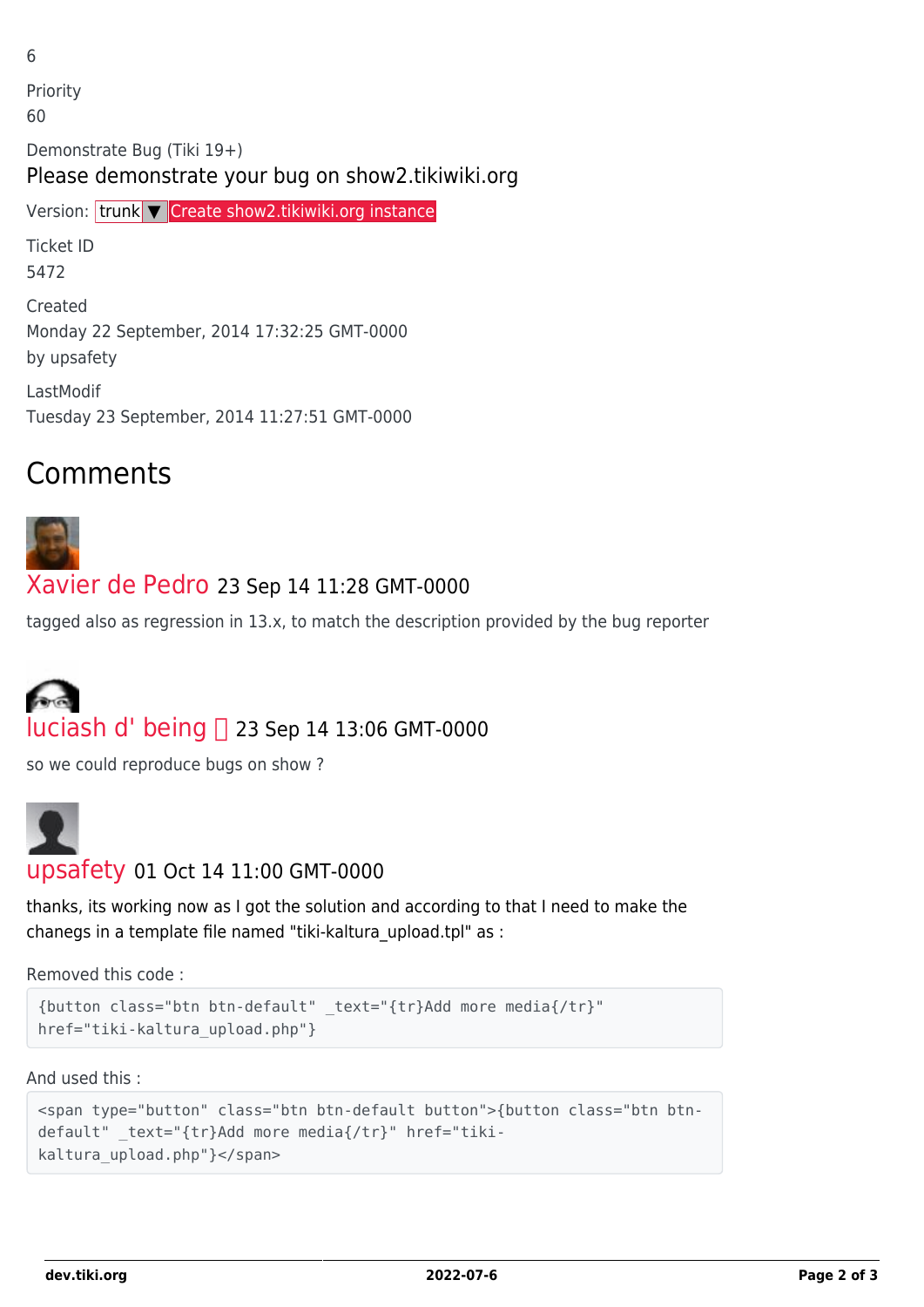6

Priority
60

Demonstrate Bug (Tiki 19+)
Please demonstrate your bug on show2.tikiwiki.org

Version: trunk ▼ Create show2.tikiwiki.org instance

Ticket ID
5472

Created
Monday 22 September, 2014 17:32:25 GMT-0000
by upsafety

LastModif
Tuesday 23 September, 2014 11:27:51 GMT-0000

## Comments

Xavier de Pedro 23 Sep 14 11:28 GMT-0000

tagged also as regression in 13.x, to match the description provided by the bug reporter

luciash d' being 23 Sep 14 13:06 GMT-0000

so we could reproduce bugs on show ?

upsafety 01 Oct 14 11:00 GMT-0000

thanks, its working now as I got the solution and according to that I need to make the chanegs in a template file named "tiki-kaltura_upload.tpl" as :

Removed this code :

```
{button class="btn btn-default" _text="{tr}Add more media{/tr}"
href="tiki-kaltura_upload.php"}
```

And used this :

```
<span type="button" class="btn btn-default button">{button class="btn btn-default" _text="{tr}Add more media{/tr}" href="tiki-kaltura_upload.php"}</span>
```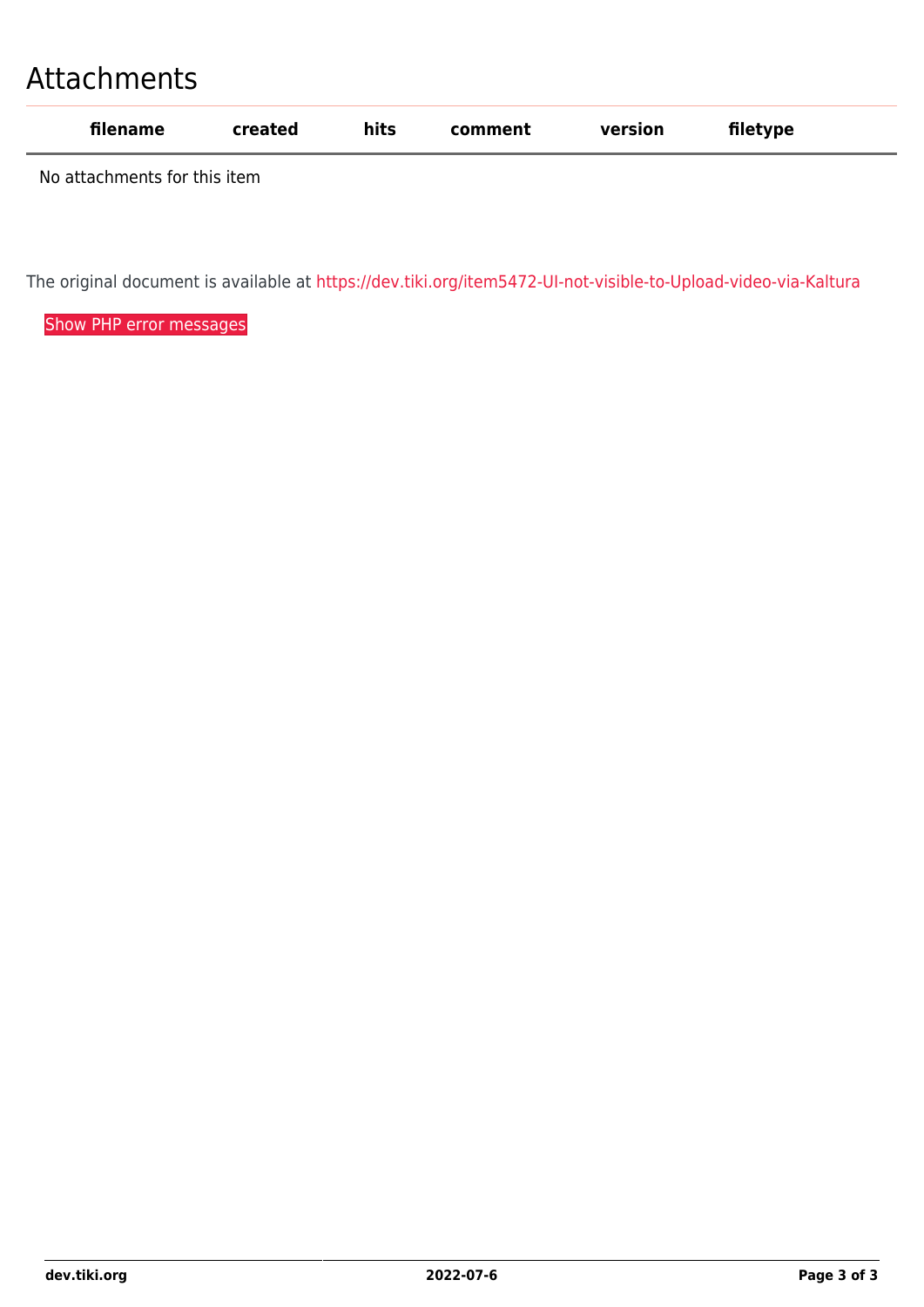# Attachments

| filename | created | hits | comment | version | filetype |
| --- | --- | --- | --- | --- | --- |

No attachments for this item

The original document is available at https://dev.tiki.org/item5472-UI-not-visible-to-Upload-video-via-Kaltura

Show PHP error messages